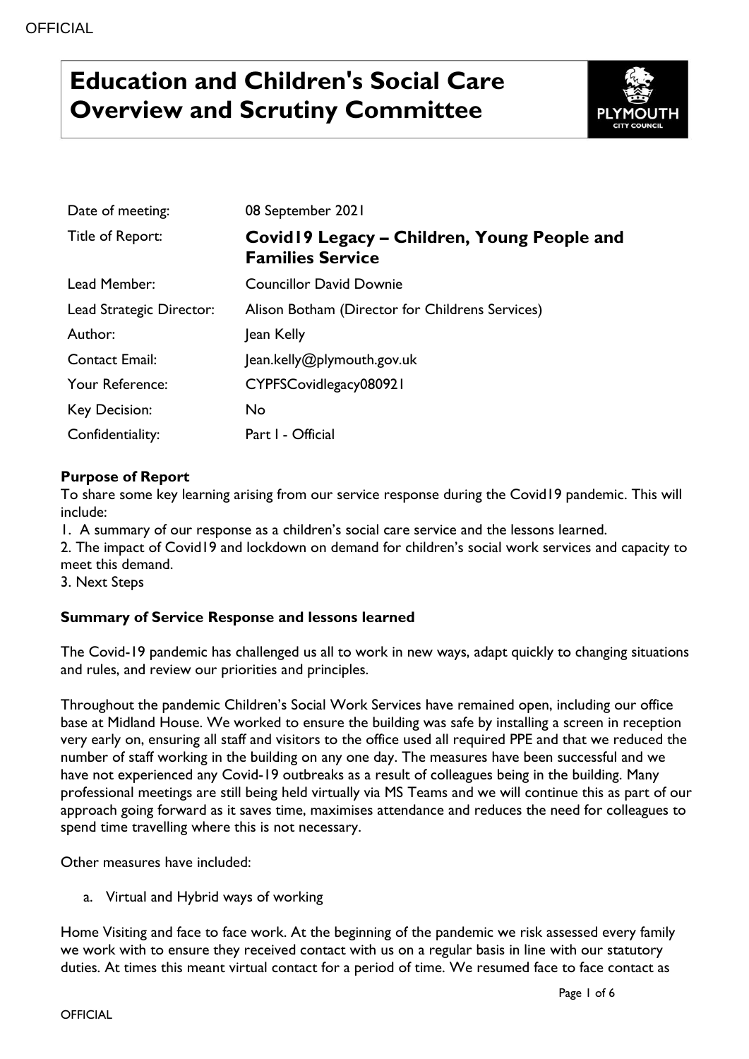# Education and Children's Social Care Overview and Scrutiny Committee

| | |
|---|---|
| Date of meeting: | 08 September 2021 |
| Title of Report: | **Covid19 Legacy – Children, Young People and Families Service** |
| Lead Member: | Councillor David Downie |
| Lead Strategic Director: | Alison Botham (Director for Childrens Services) |
| Author: | Jean Kelly |
| Contact Email: | Jean.kelly@plymouth.gov.uk |
| Your Reference: | CYPFSCovidlegacy080921 |
| Key Decision: | No |
| Confidentiality: | Part I - Official |

**Purpose of Report**

To share some key learning arising from our service response during the Covid19 pandemic. This will include:

1. A summary of our response as a children's social care service and the lessons learned.
2. The impact of Covid19 and lockdown on demand for children's social work services and capacity to meet this demand.
3. Next Steps

**Summary of Service Response and lessons learned**

The Covid-19 pandemic has challenged us all to work in new ways, adapt quickly to changing situations and rules, and review our priorities and principles.

Throughout the pandemic Children's Social Work Services have remained open, including our office base at Midland House. We worked to ensure the building was safe by installing a screen in reception very early on, ensuring all staff and visitors to the office used all required PPE and that we reduced the number of staff working in the building on any one day. The measures have been successful and we have not experienced any Covid-19 outbreaks as a result of colleagues being in the building. Many professional meetings are still being held virtually via MS Teams and we will continue this as part of our approach going forward as it saves time, maximises attendance and reduces the need for colleagues to spend time travelling where this is not necessary.

Other measures have included:

a. Virtual and Hybrid ways of working

Home Visiting and face to face work. At the beginning of the pandemic we risk assessed every family we work with to ensure they received contact with us on a regular basis in line with our statutory duties. At times this meant virtual contact for a period of time. We resumed face to face contact as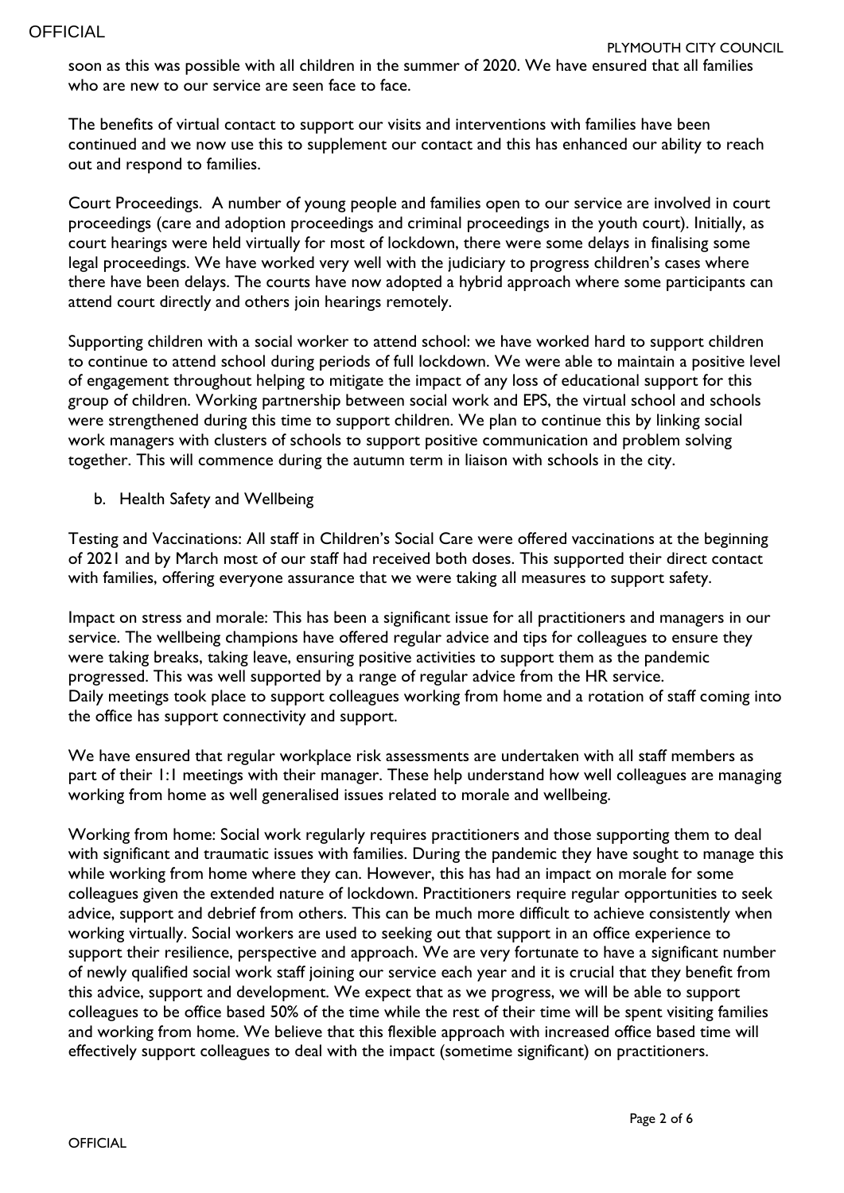soon as this was possible with all children in the summer of 2020. We have ensured that all families who are new to our service are seen face to face.

The benefits of virtual contact to support our visits and interventions with families have been continued and we now use this to supplement our contact and this has enhanced our ability to reach out and respond to families.

Court Proceedings. A number of young people and families open to our service are involved in court proceedings (care and adoption proceedings and criminal proceedings in the youth court). Initially, as court hearings were held virtually for most of lockdown, there were some delays in finalising some legal proceedings. We have worked very well with the judiciary to progress children's cases where there have been delays. The courts have now adopted a hybrid approach where some participants can attend court directly and others join hearings remotely.

Supporting children with a social worker to attend school: we have worked hard to support children to continue to attend school during periods of full lockdown. We were able to maintain a positive level of engagement throughout helping to mitigate the impact of any loss of educational support for this group of children. Working partnership between social work and EPS, the virtual school and schools were strengthened during this time to support children. We plan to continue this by linking social work managers with clusters of schools to support positive communication and problem solving together. This will commence during the autumn term in liaison with schools in the city.

b. Health Safety and Wellbeing

Testing and Vaccinations: All staff in Children's Social Care were offered vaccinations at the beginning of 2021 and by March most of our staff had received both doses. This supported their direct contact with families, offering everyone assurance that we were taking all measures to support safety.

Impact on stress and morale: This has been a significant issue for all practitioners and managers in our service. The wellbeing champions have offered regular advice and tips for colleagues to ensure they were taking breaks, taking leave, ensuring positive activities to support them as the pandemic progressed. This was well supported by a range of regular advice from the HR service.
Daily meetings took place to support colleagues working from home and a rotation of staff coming into the office has support connectivity and support.

We have ensured that regular workplace risk assessments are undertaken with all staff members as part of their 1:1 meetings with their manager. These help understand how well colleagues are managing working from home as well generalised issues related to morale and wellbeing.

Working from home: Social work regularly requires practitioners and those supporting them to deal with significant and traumatic issues with families. During the pandemic they have sought to manage this while working from home where they can. However, this has had an impact on morale for some colleagues given the extended nature of lockdown. Practitioners require regular opportunities to seek advice, support and debrief from others. This can be much more difficult to achieve consistently when working virtually. Social workers are used to seeking out that support in an office experience to support their resilience, perspective and approach. We are very fortunate to have a significant number of newly qualified social work staff joining our service each year and it is crucial that they benefit from this advice, support and development. We expect that as we progress, we will be able to support colleagues to be office based 50% of the time while the rest of their time will be spent visiting families and working from home. We believe that this flexible approach with increased office based time will effectively support colleagues to deal with the impact (sometime significant) on practitioners.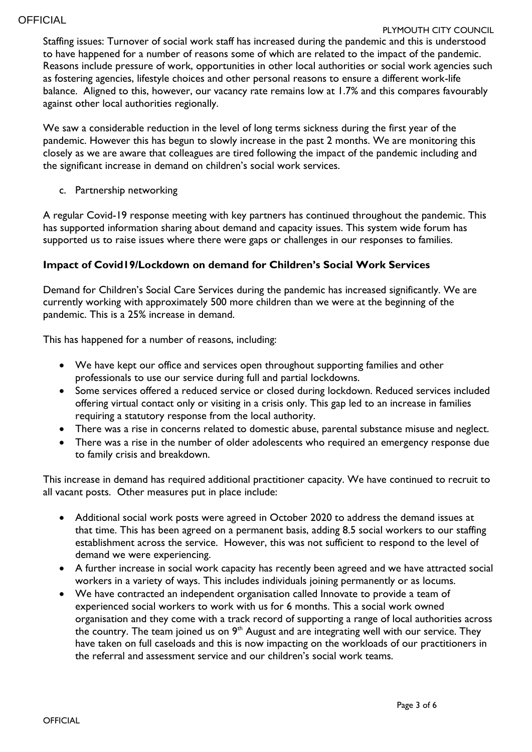Staffing issues: Turnover of social work staff has increased during the pandemic and this is understood to have happened for a number of reasons some of which are related to the impact of the pandemic. Reasons include pressure of work, opportunities in other local authorities or social work agencies such as fostering agencies, lifestyle choices and other personal reasons to ensure a different work-life balance. Aligned to this, however, our vacancy rate remains low at 1.7% and this compares favourably against other local authorities regionally.

We saw a considerable reduction in the level of long terms sickness during the first year of the pandemic. However this has begun to slowly increase in the past 2 months. We are monitoring this closely as we are aware that colleagues are tired following the impact of the pandemic including and the significant increase in demand on children's social work services.

c. Partnership networking

A regular Covid-19 response meeting with key partners has continued throughout the pandemic. This has supported information sharing about demand and capacity issues. This system wide forum has supported us to raise issues where there were gaps or challenges in our responses to families.

**Impact of Covid19/Lockdown on demand for Children's Social Work Services**

Demand for Children's Social Care Services during the pandemic has increased significantly. We are currently working with approximately 500 more children than we were at the beginning of the pandemic. This is a 25% increase in demand.

This has happened for a number of reasons, including:

- We have kept our office and services open throughout supporting families and other professionals to use our service during full and partial lockdowns.
- Some services offered a reduced service or closed during lockdown. Reduced services included offering virtual contact only or visiting in a crisis only. This gap led to an increase in families requiring a statutory response from the local authority.
- There was a rise in concerns related to domestic abuse, parental substance misuse and neglect.
- There was a rise in the number of older adolescents who required an emergency response due to family crisis and breakdown.

This increase in demand has required additional practitioner capacity. We have continued to recruit to all vacant posts. Other measures put in place include:

- Additional social work posts were agreed in October 2020 to address the demand issues at that time. This has been agreed on a permanent basis, adding 8.5 social workers to our staffing establishment across the service. However, this was not sufficient to respond to the level of demand we were experiencing.
- A further increase in social work capacity has recently been agreed and we have attracted social workers in a variety of ways. This includes individuals joining permanently or as locums.
- We have contracted an independent organisation called Innovate to provide a team of experienced social workers to work with us for 6 months. This a social work owned organisation and they come with a track record of supporting a range of local authorities across the country. The team joined us on 9th August and are integrating well with our service. They have taken on full caseloads and this is now impacting on the workloads of our practitioners in the referral and assessment service and our children's social work teams.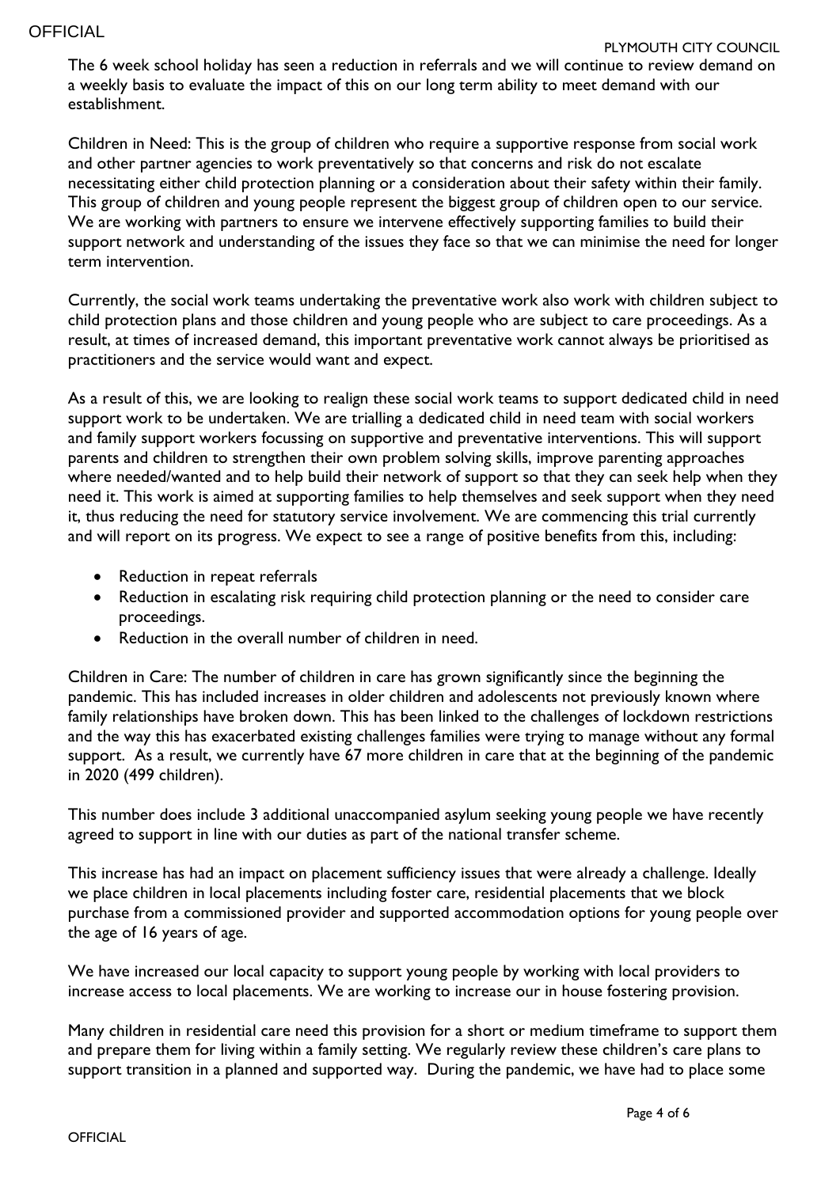The 6 week school holiday has seen a reduction in referrals and we will continue to review demand on a weekly basis to evaluate the impact of this on our long term ability to meet demand with our establishment.

Children in Need: This is the group of children who require a supportive response from social work and other partner agencies to work preventatively so that concerns and risk do not escalate necessitating either child protection planning or a consideration about their safety within their family. This group of children and young people represent the biggest group of children open to our service. We are working with partners to ensure we intervene effectively supporting families to build their support network and understanding of the issues they face so that we can minimise the need for longer term intervention.

Currently, the social work teams undertaking the preventative work also work with children subject to child protection plans and those children and young people who are subject to care proceedings. As a result, at times of increased demand, this important preventative work cannot always be prioritised as practitioners and the service would want and expect.

As a result of this, we are looking to realign these social work teams to support dedicated child in need support work to be undertaken. We are trialling a dedicated child in need team with social workers and family support workers focussing on supportive and preventative interventions. This will support parents and children to strengthen their own problem solving skills, improve parenting approaches where needed/wanted and to help build their network of support so that they can seek help when they need it. This work is aimed at supporting families to help themselves and seek support when they need it, thus reducing the need for statutory service involvement. We are commencing this trial currently and will report on its progress. We expect to see a range of positive benefits from this, including:

- Reduction in repeat referrals
- Reduction in escalating risk requiring child protection planning or the need to consider care proceedings.
- Reduction in the overall number of children in need.

Children in Care: The number of children in care has grown significantly since the beginning the pandemic. This has included increases in older children and adolescents not previously known where family relationships have broken down. This has been linked to the challenges of lockdown restrictions and the way this has exacerbated existing challenges families were trying to manage without any formal support. As a result, we currently have 67 more children in care that at the beginning of the pandemic in 2020 (499 children).

This number does include 3 additional unaccompanied asylum seeking young people we have recently agreed to support in line with our duties as part of the national transfer scheme.

This increase has had an impact on placement sufficiency issues that were already a challenge. Ideally we place children in local placements including foster care, residential placements that we block purchase from a commissioned provider and supported accommodation options for young people over the age of 16 years of age.

We have increased our local capacity to support young people by working with local providers to increase access to local placements. We are working to increase our in house fostering provision.

Many children in residential care need this provision for a short or medium timeframe to support them and prepare them for living within a family setting. We regularly review these children's care plans to support transition in a planned and supported way. During the pandemic, we have had to place some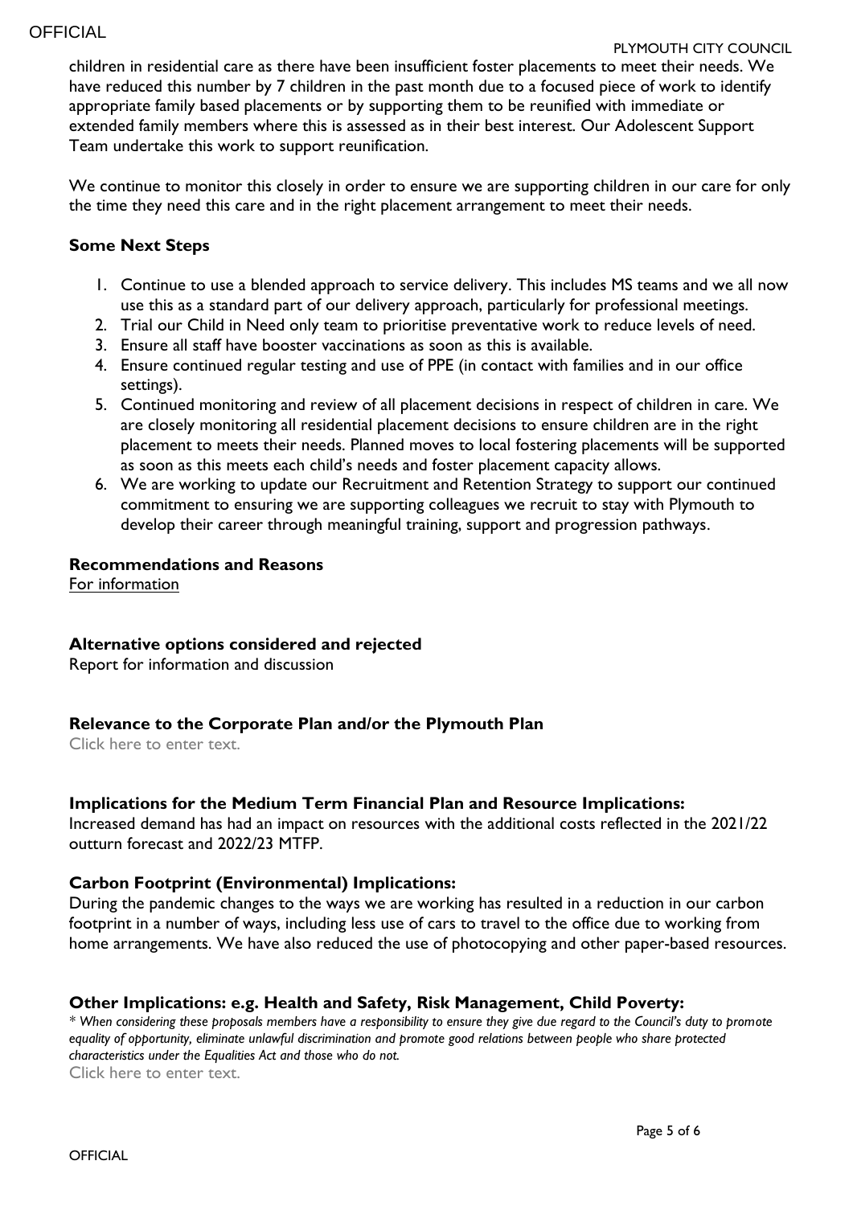children in residential care as there have been insufficient foster placements to meet their needs. We have reduced this number by 7 children in the past month due to a focused piece of work to identify appropriate family based placements or by supporting them to be reunified with immediate or extended family members where this is assessed as in their best interest. Our Adolescent Support Team undertake this work to support reunification.

We continue to monitor this closely in order to ensure we are supporting children in our care for only the time they need this care and in the right placement arrangement to meet their needs.

**Some Next Steps**

1. Continue to use a blended approach to service delivery. This includes MS teams and we all now use this as a standard part of our delivery approach, particularly for professional meetings.
2. Trial our Child in Need only team to prioritise preventative work to reduce levels of need.
3. Ensure all staff have booster vaccinations as soon as this is available.
4. Ensure continued regular testing and use of PPE (in contact with families and in our office settings).
5. Continued monitoring and review of all placement decisions in respect of children in care. We are closely monitoring all residential placement decisions to ensure children are in the right placement to meets their needs. Planned moves to local fostering placements will be supported as soon as this meets each child's needs and foster placement capacity allows.
6. We are working to update our Recruitment and Retention Strategy to support our continued commitment to ensuring we are supporting colleagues we recruit to stay with Plymouth to develop their career through meaningful training, support and progression pathways.

**Recommendations and Reasons**

For information

**Alternative options considered and rejected**

Report for information and discussion

**Relevance to the Corporate Plan and/or the Plymouth Plan**

Click here to enter text.

**Implications for the Medium Term Financial Plan and Resource Implications:**

Increased demand has had an impact on resources with the additional costs reflected in the 2021/22 outturn forecast and 2022/23 MTFP.

**Carbon Footprint (Environmental) Implications:**

During the pandemic changes to the ways we are working has resulted in a reduction in our carbon footprint in a number of ways, including less use of cars to travel to the office due to working from home arrangements. We have also reduced the use of photocopying and other paper-based resources.

**Other Implications: e.g. Health and Safety, Risk Management, Child Poverty:**

*\* When considering these proposals members have a responsibility to ensure they give due regard to the Council's duty to promote equality of opportunity, eliminate unlawful discrimination and promote good relations between people who share protected characteristics under the Equalities Act and those who do not.*

Click here to enter text.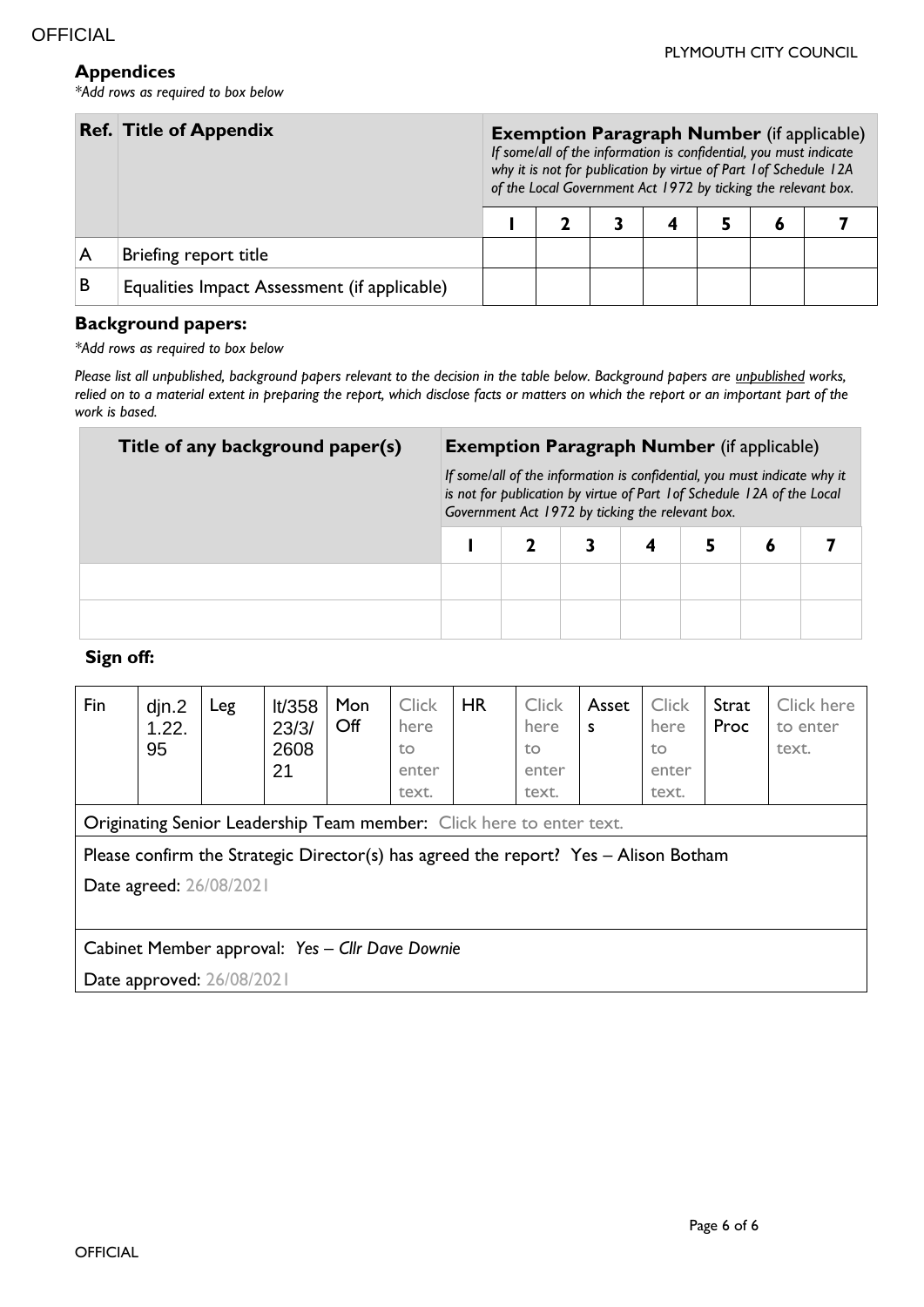## Appendices

*\*Add rows as required to box below*

| Ref. | Title of Appendix | **Exemption Paragraph Number** (if applicable) *If some/all of the information is confidential, you must indicate why it is not for publication by virtue of Part 1of Schedule 12A of the Local Government Act 1972 by ticking the relevant box.* | | | | | | |
|---|---|---|---|---|---|---|---|---|
| | | 1 | 2 | 3 | 4 | 5 | 6 | 7 |
| A | Briefing report title | | | | | | | |
| B | Equalities Impact Assessment (if applicable) | | | | | | | |

## Background papers:

*\*Add rows as required to box below*

*Please list all unpublished, background papers relevant to the decision in the table below. Background papers are unpublished works, relied on to a material extent in preparing the report, which disclose facts or matters on which the report or an important part of the work is based.*

| Title of any background paper(s) | **Exemption Paragraph Number** (if applicable) *If some/all of the information is confidential, you must indicate why it is not for publication by virtue of Part 1of Schedule 12A of the Local Government Act 1972 by ticking the relevant box.* | | | | | | |
|---|---|---|---|---|---|---|---|
| | 1 | 2 | 3 | 4 | 5 | 6 | 7 |
| | | | | | | | |
| | | | | | | | |

## Sign off:

| Fin | djn.21.22.95 | Leg | lt/35823/3/260821 | Mon Off | Click here to enter text. | HR | Click here to enter text. | Assets | Click here to enter text. | Strat Proc | Click here to enter text. |
|---|---|---|---|---|---|---|---|---|---|---|---|
| Originating Senior Leadership Team member: Click here to enter text. | | | | | | | | | | | |
| Please confirm the Strategic Director(s) has agreed the report? Yes – Alison Botham<br>Date agreed: 26/08/2021 | | | | | | | | | | | |
| Cabinet Member approval: *Yes – Cllr Dave Downie*<br>Date approved: 26/08/2021 | | | | | | | | | | | |